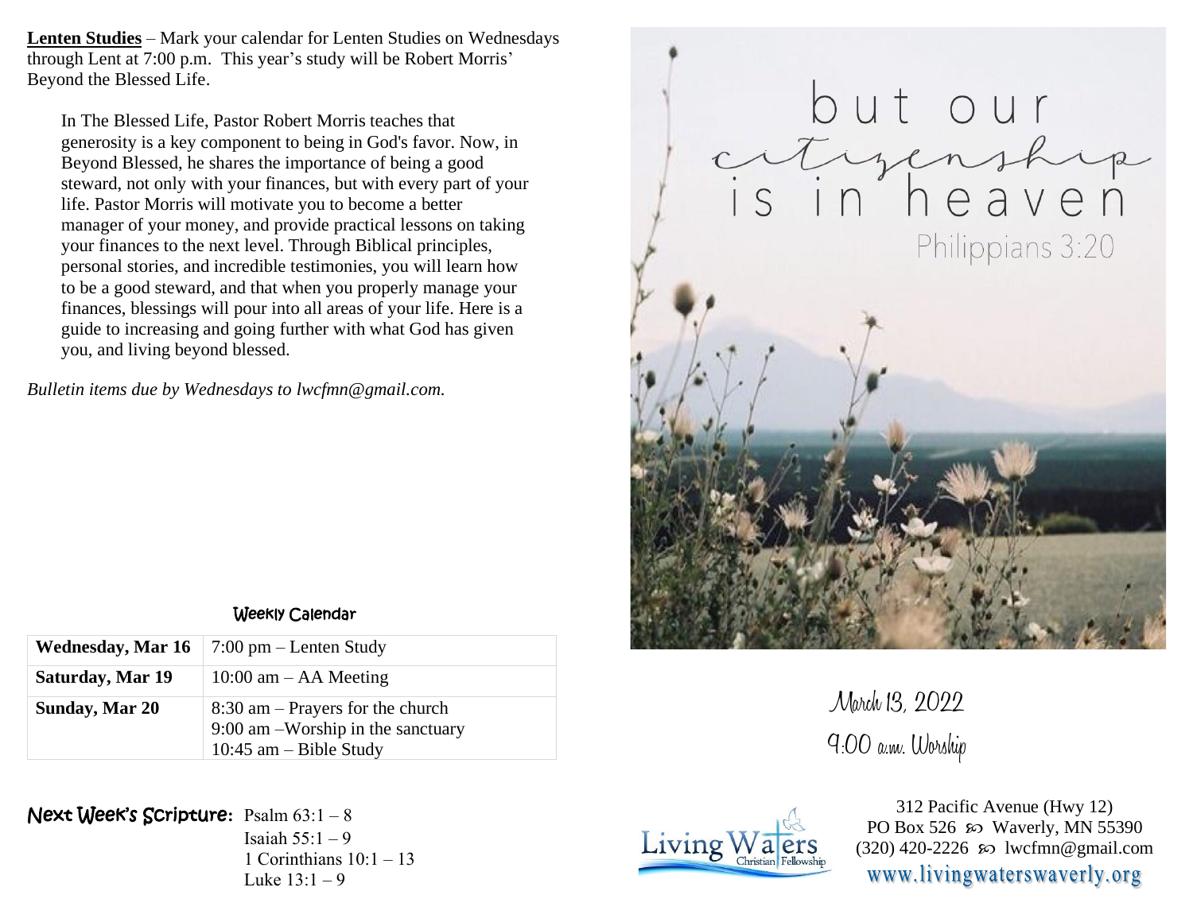**Lenten Studies** – Mark your calendar for Lenten Studies on Wednesdays through Lent at 7:00 p.m. This year's study will be Robert Morris' Beyond the Blessed Life.

In The Blessed Life, Pastor Robert Morris teaches that generosity is a key component to being in God's favor. Now, in Beyond Blessed, he shares the importance of being a good steward, not only with your finances, but with every part of your life. Pastor Morris will motivate you to become a better manager of your money, and provide practical lessons on taking your finances to the next level. Through Biblical principles, personal stories, and incredible testimonies, you will learn how to be a good steward, and that when you properly manage your finances, blessings will pour into all areas of your life. Here is a guide to increasing and going further with what God has given you, and living beyond blessed.

*Bulletin items due by Wednesdays to lwcfmn@gmail.com.*

## Weekly Calendar

| | |
|---|---|
| **Wednesday, Mar 16** | 7:00 pm – Lenten Study |
| **Saturday, Mar 19** | 10:00 am – AA Meeting |
| **Sunday, Mar 20** | 8:30 am – Prayers for the church<br>9:00 am –Worship in the sanctuary<br>10:45 am – Bible Study |

**Next Week's Scripture:** Psalm 63:1 – 8
Isaiah 55:1 – 9
1 Corinthians 10:1 – 13
Luke 13:1 – 9

but our citizenship is in heaven
Philippians 3:20

March 13, 2022
9:00 a.m. Worship

Living Waters Christian Fellowship

312 Pacific Avenue (Hwy 12)
PO Box 526 ꩜ Waverly, MN 55390
(320) 420-2226 ꩜ lwcfmn@gmail.com
www.livingwaterswaverly.org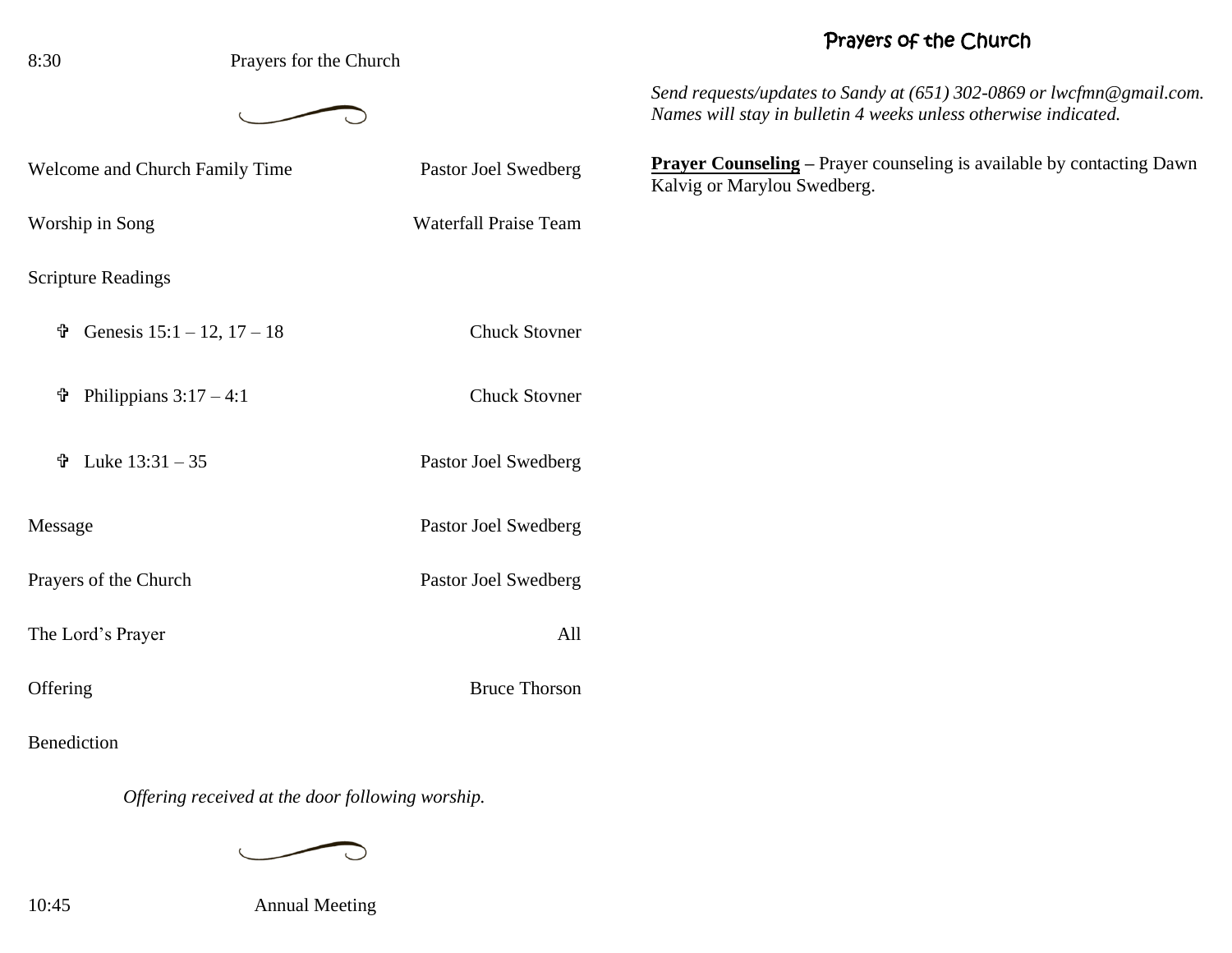8:30 Prayers for the Church

| | |
|---|---|
| Welcome and Church Family Time | Pastor Joel Swedberg |
| Worship in Song | Waterfall Praise Team |
| Scripture Readings | |
| ✞ Genesis 15:1 – 12, 17 – 18 | Chuck Stovner |
| ✞ Philippians 3:17 – 4:1 | Chuck Stovner |
| ✞ Luke 13:31 – 35 | Pastor Joel Swedberg |
| Message | Pastor Joel Swedberg |
| Prayers of the Church | Pastor Joel Swedberg |
| The Lord's Prayer | All |
| Offering | Bruce Thorson |
| Benediction | |

*Offering received at the door following worship.*

10:45 Annual Meeting

## Prayers of the Church

*Send requests/updates to Sandy at (651) 302-0869 or lwcfmn@gmail.com. Names will stay in bulletin 4 weeks unless otherwise indicated.*

**Prayer Counseling** – Prayer counseling is available by contacting Dawn Kalvig or Marylou Swedberg.